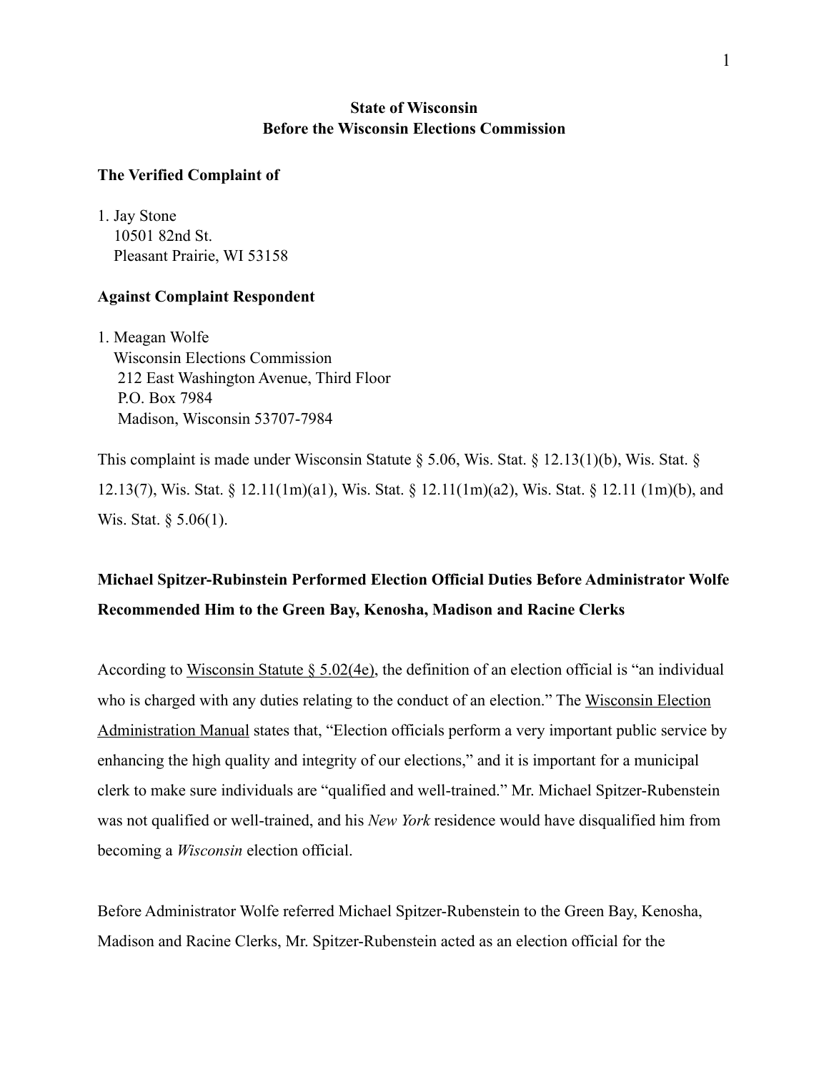**State of Wisconsin**
**Before the Wisconsin Elections Commission**

**The Verified Complaint of**

1. Jay Stone
   10501 82nd St.
   Pleasant Prairie, WI 53158

**Against Complaint Respondent**

1. Meagan Wolfe
   Wisconsin Elections Commission
   212 East Washington Avenue, Third Floor
   P.O. Box 7984
   Madison, Wisconsin 53707-7984

This complaint is made under Wisconsin Statute § 5.06, Wis. Stat. § 12.13(1)(b), Wis. Stat. § 12.13(7), Wis. Stat. § 12.11(1m)(a1), Wis. Stat. § 12.11(1m)(a2), Wis. Stat. § 12.11 (1m)(b), and Wis. Stat. § 5.06(1).

**Michael Spitzer-Rubinstein Performed Election Official Duties Before Administrator Wolfe Recommended Him to the Green Bay, Kenosha, Madison and Racine Clerks**

According to Wisconsin Statute § 5.02(4e), the definition of an election official is "an individual who is charged with any duties relating to the conduct of an election." The Wisconsin Election Administration Manual states that, "Election officials perform a very important public service by enhancing the high quality and integrity of our elections," and it is important for a municipal clerk to make sure individuals are "qualified and well-trained." Mr. Michael Spitzer-Rubenstein was not qualified or well-trained, and his *New York* residence would have disqualified him from becoming a *Wisconsin* election official.

Before Administrator Wolfe referred Michael Spitzer-Rubenstein to the Green Bay, Kenosha, Madison and Racine Clerks, Mr. Spitzer-Rubenstein acted as an election official for the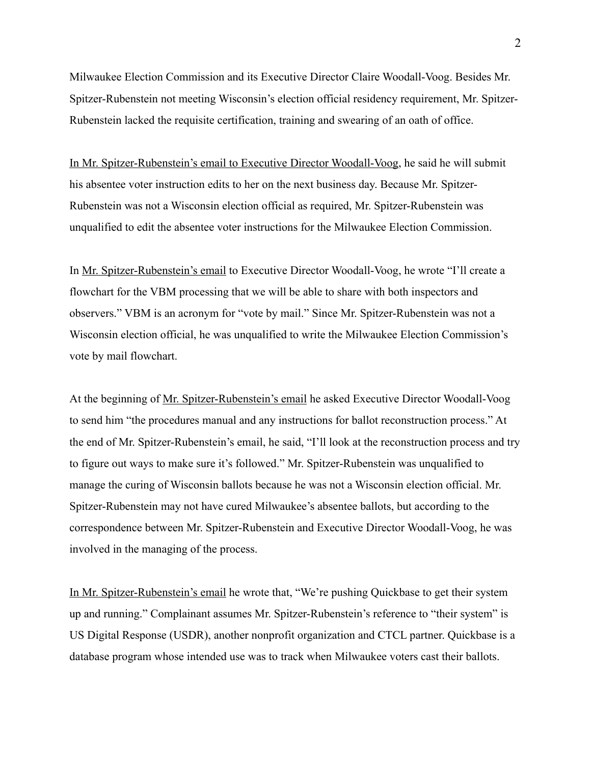Milwaukee Election Commission and its Executive Director Claire Woodall-Voog. Besides Mr. Spitzer-Rubenstein not meeting Wisconsin's election official residency requirement, Mr. Spitzer-Rubenstein lacked the requisite certification, training and swearing of an oath of office.

In Mr. Spitzer-Rubenstein's email to Executive Director Woodall-Voog, he said he will submit his absentee voter instruction edits to her on the next business day. Because Mr. Spitzer-Rubenstein was not a Wisconsin election official as required, Mr. Spitzer-Rubenstein was unqualified to edit the absentee voter instructions for the Milwaukee Election Commission.

In Mr. Spitzer-Rubenstein's email to Executive Director Woodall-Voog, he wrote "I'll create a flowchart for the VBM processing that we will be able to share with both inspectors and observers." VBM is an acronym for "vote by mail." Since Mr. Spitzer-Rubenstein was not a Wisconsin election official, he was unqualified to write the Milwaukee Election Commission's vote by mail flowchart.

At the beginning of Mr. Spitzer-Rubenstein's email he asked Executive Director Woodall-Voog to send him "the procedures manual and any instructions for ballot reconstruction process." At the end of Mr. Spitzer-Rubenstein's email, he said, "I'll look at the reconstruction process and try to figure out ways to make sure it's followed." Mr. Spitzer-Rubenstein was unqualified to manage the curing of Wisconsin ballots because he was not a Wisconsin election official. Mr. Spitzer-Rubenstein may not have cured Milwaukee's absentee ballots, but according to the correspondence between Mr. Spitzer-Rubenstein and Executive Director Woodall-Voog, he was involved in the managing of the process.

In Mr. Spitzer-Rubenstein's email he wrote that, "We're pushing Quickbase to get their system up and running." Complainant assumes Mr. Spitzer-Rubenstein's reference to "their system" is US Digital Response (USDR), another nonprofit organization and CTCL partner. Quickbase is a database program whose intended use was to track when Milwaukee voters cast their ballots.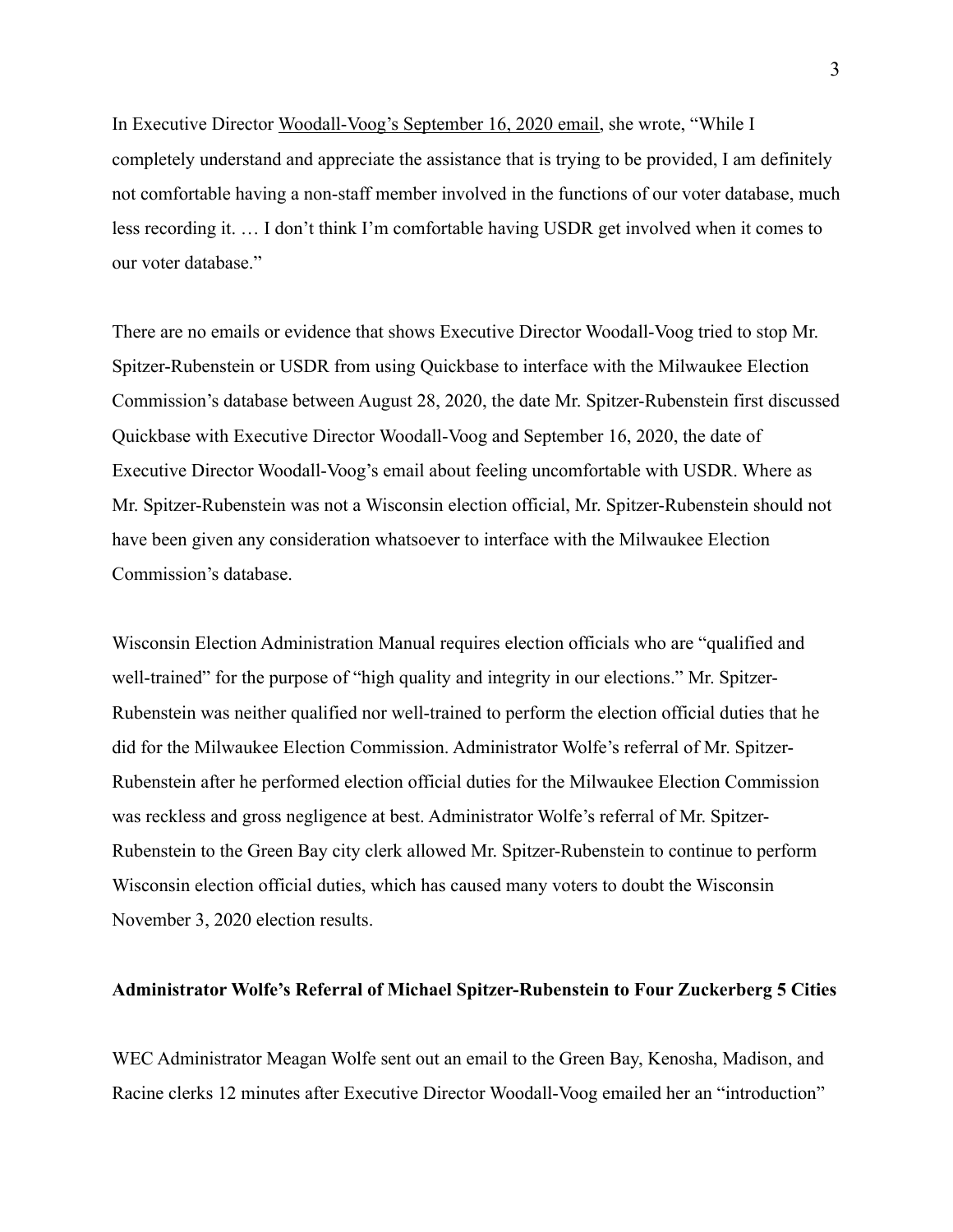In Executive Director Woodall-Voog's September 16, 2020 email, she wrote, "While I completely understand and appreciate the assistance that is trying to be provided, I am definitely not comfortable having a non-staff member involved in the functions of our voter database, much less recording it. … I don't think I'm comfortable having USDR get involved when it comes to our voter database."

There are no emails or evidence that shows Executive Director Woodall-Voog tried to stop Mr. Spitzer-Rubenstein or USDR from using Quickbase to interface with the Milwaukee Election Commission's database between August 28, 2020, the date Mr. Spitzer-Rubenstein first discussed Quickbase with Executive Director Woodall-Voog and September 16, 2020, the date of Executive Director Woodall-Voog's email about feeling uncomfortable with USDR. Where as Mr. Spitzer-Rubenstein was not a Wisconsin election official, Mr. Spitzer-Rubenstein should not have been given any consideration whatsoever to interface with the Milwaukee Election Commission's database.

Wisconsin Election Administration Manual requires election officials who are "qualified and well-trained" for the purpose of "high quality and integrity in our elections." Mr. Spitzer-Rubenstein was neither qualified nor well-trained to perform the election official duties that he did for the Milwaukee Election Commission. Administrator Wolfe's referral of Mr. Spitzer-Rubenstein after he performed election official duties for the Milwaukee Election Commission was reckless and gross negligence at best. Administrator Wolfe's referral of Mr. Spitzer-Rubenstein to the Green Bay city clerk allowed Mr. Spitzer-Rubenstein to continue to perform Wisconsin election official duties, which has caused many voters to doubt the Wisconsin November 3, 2020 election results.

**Administrator Wolfe's Referral of Michael Spitzer-Rubenstein to Four Zuckerberg 5 Cities**

WEC Administrator Meagan Wolfe sent out an email to the Green Bay, Kenosha, Madison, and Racine clerks 12 minutes after Executive Director Woodall-Voog emailed her an "introduction"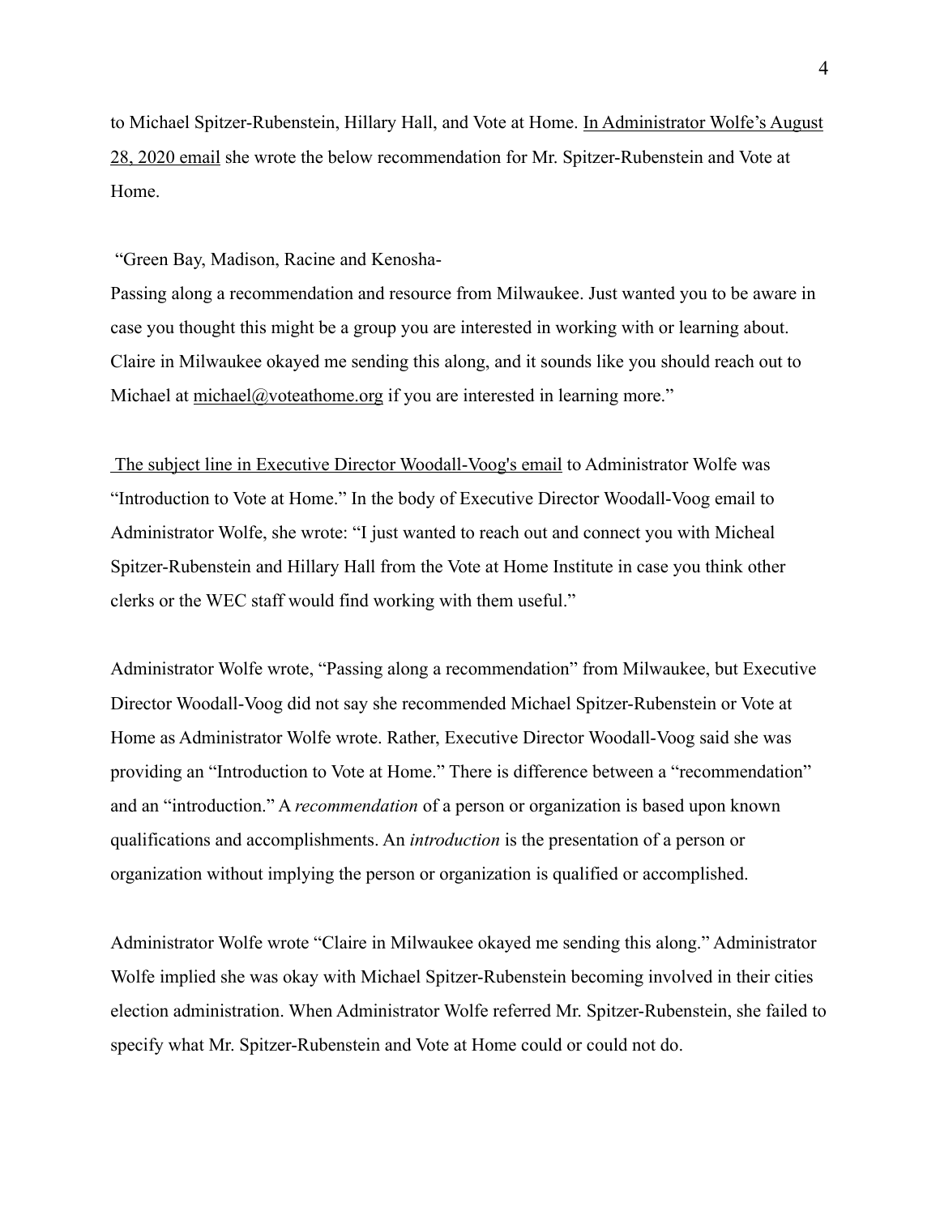to Michael Spitzer-Rubenstein, Hillary Hall, and Vote at Home. In Administrator Wolfe's August 28, 2020 email she wrote the below recommendation for Mr. Spitzer-Rubenstein and Vote at Home.

"Green Bay, Madison, Racine and Kenosha-
Passing along a recommendation and resource from Milwaukee. Just wanted you to be aware in case you thought this might be a group you are interested in working with or learning about. Claire in Milwaukee okayed me sending this along, and it sounds like you should reach out to Michael at michael@voteathome.org if you are interested in learning more."

The subject line in Executive Director Woodall-Voog's email to Administrator Wolfe was "Introduction to Vote at Home." In the body of Executive Director Woodall-Voog email to Administrator Wolfe, she wrote: "I just wanted to reach out and connect you with Micheal Spitzer-Rubenstein and Hillary Hall from the Vote at Home Institute in case you think other clerks or the WEC staff would find working with them useful."

Administrator Wolfe wrote, "Passing along a recommendation" from Milwaukee, but Executive Director Woodall-Voog did not say she recommended Michael Spitzer-Rubenstein or Vote at Home as Administrator Wolfe wrote. Rather, Executive Director Woodall-Voog said she was providing an "Introduction to Vote at Home." There is difference between a "recommendation" and an "introduction." A *recommendation* of a person or organization is based upon known qualifications and accomplishments. An *introduction* is the presentation of a person or organization without implying the person or organization is qualified or accomplished.

Administrator Wolfe wrote "Claire in Milwaukee okayed me sending this along." Administrator Wolfe implied she was okay with Michael Spitzer-Rubenstein becoming involved in their cities election administration. When Administrator Wolfe referred Mr. Spitzer-Rubenstein, she failed to specify what Mr. Spitzer-Rubenstein and Vote at Home could or could not do.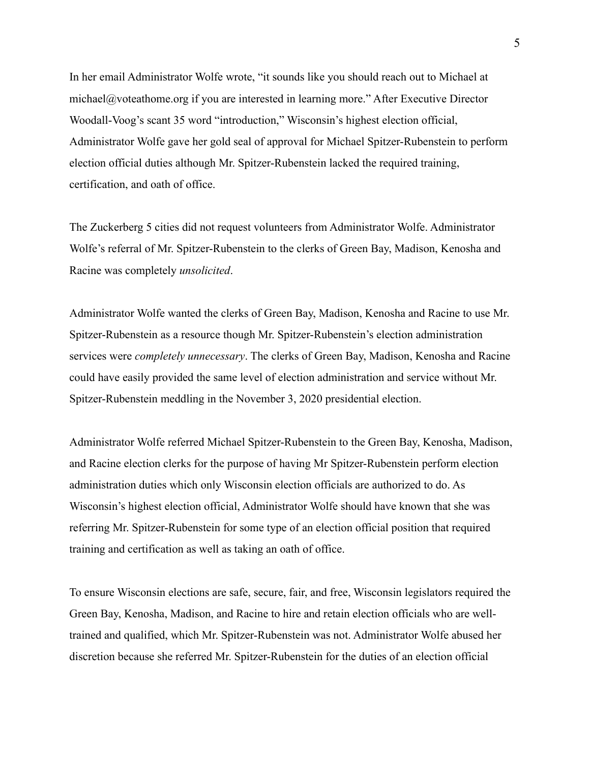In her email Administrator Wolfe wrote, "it sounds like you should reach out to Michael at michael@voteathome.org if you are interested in learning more." After Executive Director Woodall-Voog's scant 35 word "introduction," Wisconsin's highest election official, Administrator Wolfe gave her gold seal of approval for Michael Spitzer-Rubenstein to perform election official duties although Mr. Spitzer-Rubenstein lacked the required training, certification, and oath of office.

The Zuckerberg 5 cities did not request volunteers from Administrator Wolfe. Administrator Wolfe's referral of Mr. Spitzer-Rubenstein to the clerks of Green Bay, Madison, Kenosha and Racine was completely *unsolicited*.

Administrator Wolfe wanted the clerks of Green Bay, Madison, Kenosha and Racine to use Mr. Spitzer-Rubenstein as a resource though Mr. Spitzer-Rubenstein's election administration services were *completely unnecessary*. The clerks of Green Bay, Madison, Kenosha and Racine could have easily provided the same level of election administration and service without Mr. Spitzer-Rubenstein meddling in the November 3, 2020 presidential election.

Administrator Wolfe referred Michael Spitzer-Rubenstein to the Green Bay, Kenosha, Madison, and Racine election clerks for the purpose of having Mr Spitzer-Rubenstein perform election administration duties which only Wisconsin election officials are authorized to do. As Wisconsin's highest election official, Administrator Wolfe should have known that she was referring Mr. Spitzer-Rubenstein for some type of an election official position that required training and certification as well as taking an oath of office.

To ensure Wisconsin elections are safe, secure, fair, and free, Wisconsin legislators required the Green Bay, Kenosha, Madison, and Racine to hire and retain election officials who are well-trained and qualified, which Mr. Spitzer-Rubenstein was not. Administrator Wolfe abused her discretion because she referred Mr. Spitzer-Rubenstein for the duties of an election official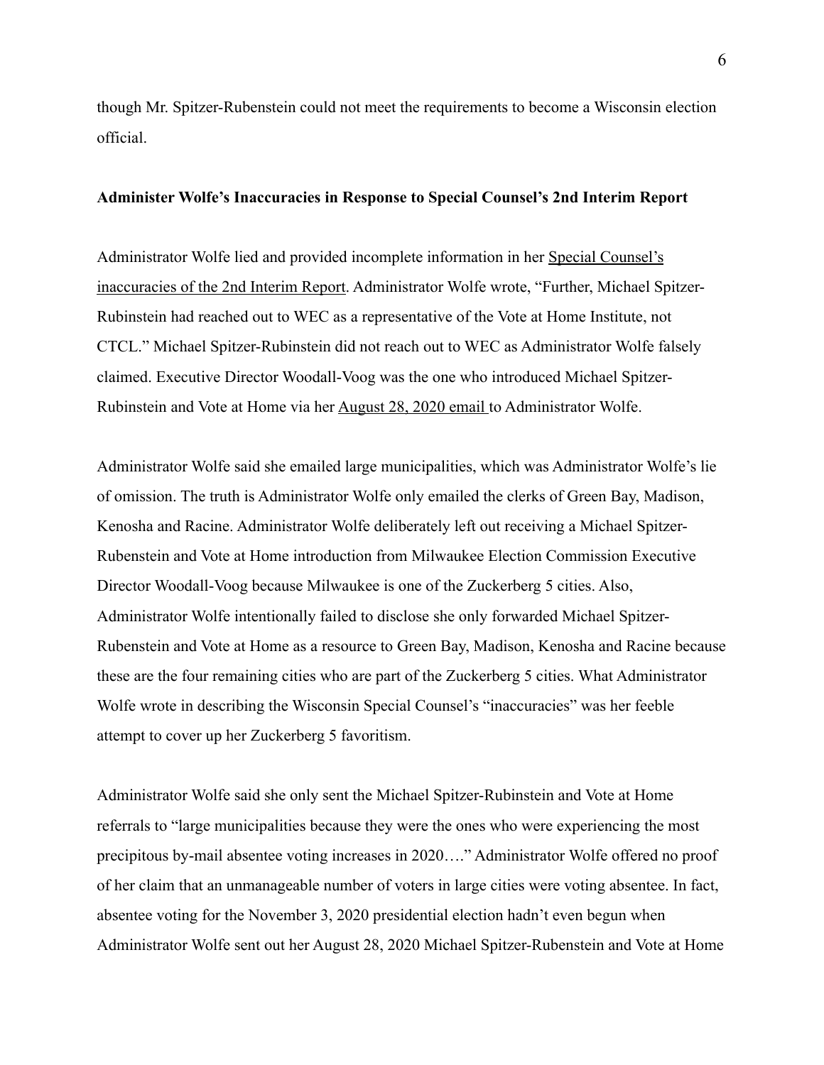though Mr. Spitzer-Rubenstein could not meet the requirements to become a Wisconsin election official.

**Administer Wolfe's Inaccuracies in Response to Special Counsel's 2nd Interim Report**

Administrator Wolfe lied and provided incomplete information in her Special Counsel's inaccuracies of the 2nd Interim Report. Administrator Wolfe wrote, "Further, Michael Spitzer-Rubinstein had reached out to WEC as a representative of the Vote at Home Institute, not CTCL." Michael Spitzer-Rubinstein did not reach out to WEC as Administrator Wolfe falsely claimed. Executive Director Woodall-Voog was the one who introduced Michael Spitzer-Rubinstein and Vote at Home via her August 28, 2020 email to Administrator Wolfe.

Administrator Wolfe said she emailed large municipalities, which was Administrator Wolfe's lie of omission. The truth is Administrator Wolfe only emailed the clerks of Green Bay, Madison, Kenosha and Racine. Administrator Wolfe deliberately left out receiving a Michael Spitzer-Rubenstein and Vote at Home introduction from Milwaukee Election Commission Executive Director Woodall-Voog because Milwaukee is one of the Zuckerberg 5 cities. Also, Administrator Wolfe intentionally failed to disclose she only forwarded Michael Spitzer-Rubenstein and Vote at Home as a resource to Green Bay, Madison, Kenosha and Racine because these are the four remaining cities who are part of the Zuckerberg 5 cities. What Administrator Wolfe wrote in describing the Wisconsin Special Counsel's "inaccuracies" was her feeble attempt to cover up her Zuckerberg 5 favoritism.

Administrator Wolfe said she only sent the Michael Spitzer-Rubinstein and Vote at Home referrals to "large municipalities because they were the ones who were experiencing the most precipitous by-mail absentee voting increases in 2020…." Administrator Wolfe offered no proof of her claim that an unmanageable number of voters in large cities were voting absentee. In fact, absentee voting for the November 3, 2020 presidential election hadn't even begun when Administrator Wolfe sent out her August 28, 2020 Michael Spitzer-Rubenstein and Vote at Home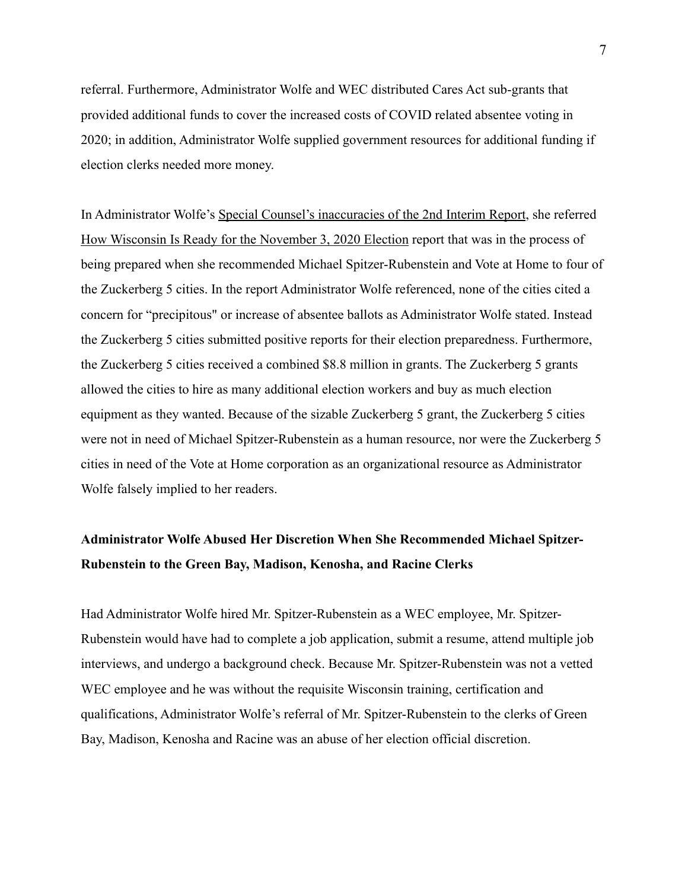referral. Furthermore, Administrator Wolfe and WEC distributed Cares Act sub-grants that provided additional funds to cover the increased costs of COVID related absentee voting in 2020; in addition, Administrator Wolfe supplied government resources for additional funding if election clerks needed more money.

In Administrator Wolfe's Special Counsel's inaccuracies of the 2nd Interim Report, she referred How Wisconsin Is Ready for the November 3, 2020 Election report that was in the process of being prepared when she recommended Michael Spitzer-Rubenstein and Vote at Home to four of the Zuckerberg 5 cities. In the report Administrator Wolfe referenced, none of the cities cited a concern for "precipitous" or increase of absentee ballots as Administrator Wolfe stated. Instead the Zuckerberg 5 cities submitted positive reports for their election preparedness. Furthermore, the Zuckerberg 5 cities received a combined $8.8 million in grants. The Zuckerberg 5 grants allowed the cities to hire as many additional election workers and buy as much election equipment as they wanted. Because of the sizable Zuckerberg 5 grant, the Zuckerberg 5 cities were not in need of Michael Spitzer-Rubenstein as a human resource, nor were the Zuckerberg 5 cities in need of the Vote at Home corporation as an organizational resource as Administrator Wolfe falsely implied to her readers.

**Administrator Wolfe Abused Her Discretion When She Recommended Michael Spitzer-Rubenstein to the Green Bay, Madison, Kenosha, and Racine Clerks**

Had Administrator Wolfe hired Mr. Spitzer-Rubenstein as a WEC employee, Mr. Spitzer-Rubenstein would have had to complete a job application, submit a resume, attend multiple job interviews, and undergo a background check. Because Mr. Spitzer-Rubenstein was not a vetted WEC employee and he was without the requisite Wisconsin training, certification and qualifications, Administrator Wolfe's referral of Mr. Spitzer-Rubenstein to the clerks of Green Bay, Madison, Kenosha and Racine was an abuse of her election official discretion.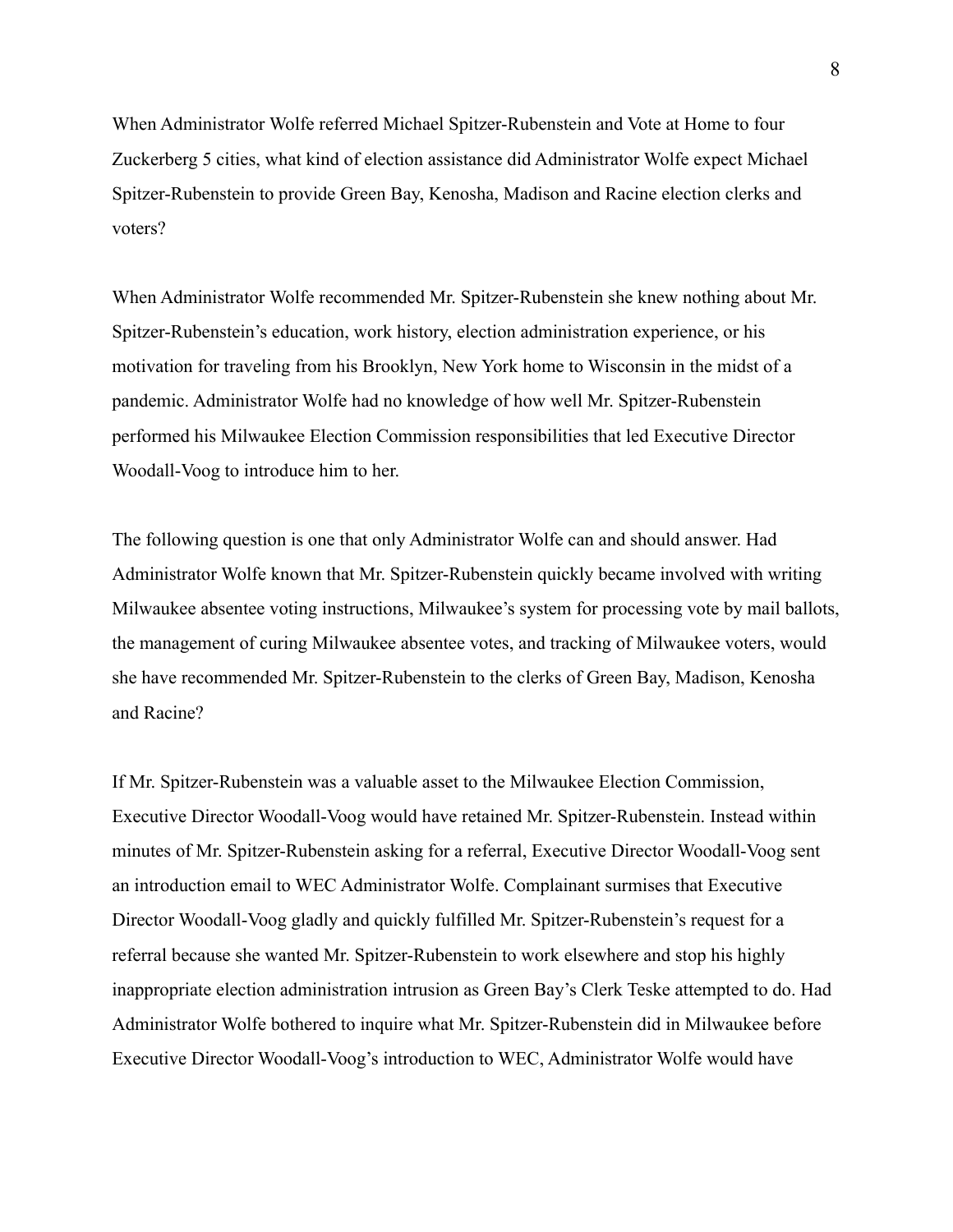When Administrator Wolfe referred Michael Spitzer-Rubenstein and Vote at Home to four Zuckerberg 5 cities, what kind of election assistance did Administrator Wolfe expect Michael Spitzer-Rubenstein to provide Green Bay, Kenosha, Madison and Racine election clerks and voters?

When Administrator Wolfe recommended Mr. Spitzer-Rubenstein she knew nothing about Mr. Spitzer-Rubenstein's education, work history, election administration experience, or his motivation for traveling from his Brooklyn, New York home to Wisconsin in the midst of a pandemic. Administrator Wolfe had no knowledge of how well Mr. Spitzer-Rubenstein performed his Milwaukee Election Commission responsibilities that led Executive Director Woodall-Voog to introduce him to her.

The following question is one that only Administrator Wolfe can and should answer. Had Administrator Wolfe known that Mr. Spitzer-Rubenstein quickly became involved with writing Milwaukee absentee voting instructions, Milwaukee's system for processing vote by mail ballots, the management of curing Milwaukee absentee votes, and tracking of Milwaukee voters, would she have recommended Mr. Spitzer-Rubenstein to the clerks of Green Bay, Madison, Kenosha and Racine?

If Mr. Spitzer-Rubenstein was a valuable asset to the Milwaukee Election Commission, Executive Director Woodall-Voog would have retained Mr. Spitzer-Rubenstein. Instead within minutes of Mr. Spitzer-Rubenstein asking for a referral, Executive Director Woodall-Voog sent an introduction email to WEC Administrator Wolfe. Complainant surmises that Executive Director Woodall-Voog gladly and quickly fulfilled Mr. Spitzer-Rubenstein's request for a referral because she wanted Mr. Spitzer-Rubenstein to work elsewhere and stop his highly inappropriate election administration intrusion as Green Bay's Clerk Teske attempted to do. Had Administrator Wolfe bothered to inquire what Mr. Spitzer-Rubenstein did in Milwaukee before Executive Director Woodall-Voog's introduction to WEC, Administrator Wolfe would have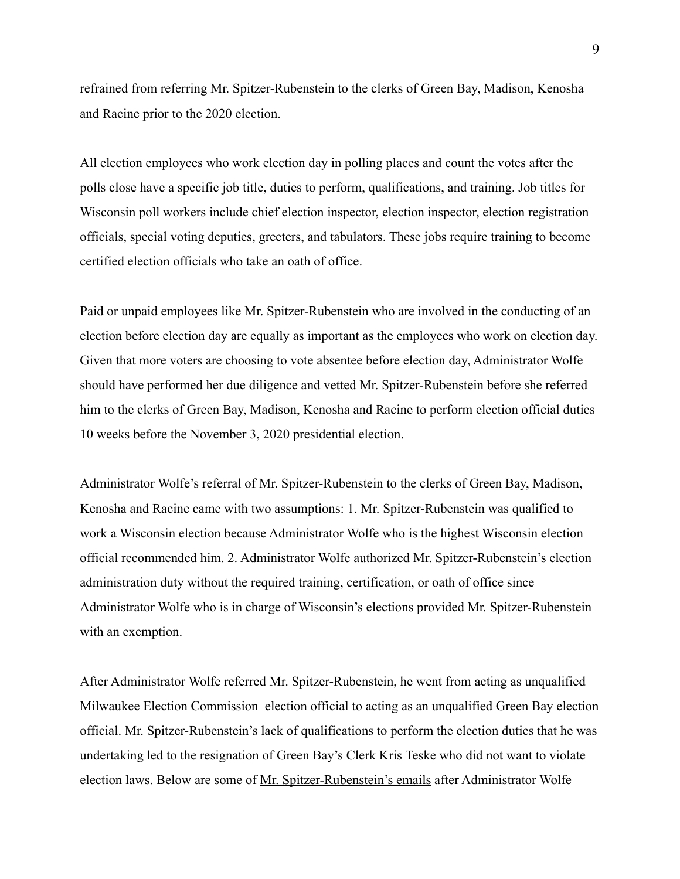refrained from referring Mr. Spitzer-Rubenstein to the clerks of Green Bay, Madison, Kenosha and Racine prior to the 2020 election.

All election employees who work election day in polling places and count the votes after the polls close have a specific job title, duties to perform, qualifications, and training. Job titles for Wisconsin poll workers include chief election inspector, election inspector, election registration officials, special voting deputies, greeters, and tabulators. These jobs require training to become certified election officials who take an oath of office.

Paid or unpaid employees like Mr. Spitzer-Rubenstein who are involved in the conducting of an election before election day are equally as important as the employees who work on election day. Given that more voters are choosing to vote absentee before election day, Administrator Wolfe should have performed her due diligence and vetted Mr. Spitzer-Rubenstein before she referred him to the clerks of Green Bay, Madison, Kenosha and Racine to perform election official duties 10 weeks before the November 3, 2020 presidential election.

Administrator Wolfe's referral of Mr. Spitzer-Rubenstein to the clerks of Green Bay, Madison, Kenosha and Racine came with two assumptions: 1. Mr. Spitzer-Rubenstein was qualified to work a Wisconsin election because Administrator Wolfe who is the highest Wisconsin election official recommended him. 2. Administrator Wolfe authorized Mr. Spitzer-Rubenstein's election administration duty without the required training, certification, or oath of office since Administrator Wolfe who is in charge of Wisconsin's elections provided Mr. Spitzer-Rubenstein with an exemption.

After Administrator Wolfe referred Mr. Spitzer-Rubenstein, he went from acting as unqualified Milwaukee Election Commission election official to acting as an unqualified Green Bay election official. Mr. Spitzer-Rubenstein's lack of qualifications to perform the election duties that he was undertaking led to the resignation of Green Bay's Clerk Kris Teske who did not want to violate election laws. Below are some of Mr. Spitzer-Rubenstein's emails after Administrator Wolfe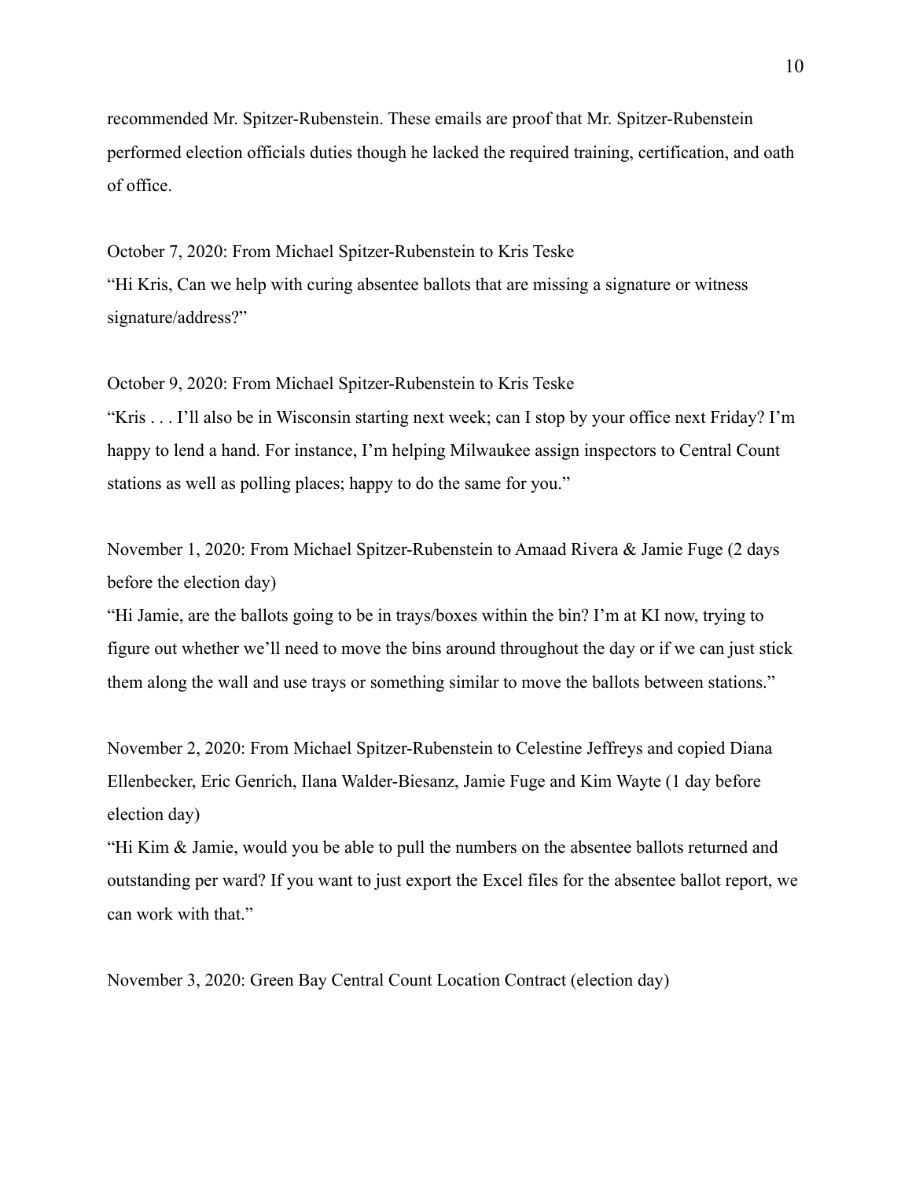recommended Mr. Spitzer-Rubenstein. These emails are proof that Mr. Spitzer-Rubenstein performed election officials duties though he lacked the required training, certification, and oath of office.

October 7, 2020: From Michael Spitzer-Rubenstein to Kris Teske
"Hi Kris, Can we help with curing absentee ballots that are missing a signature or witness signature/address?"

October 9, 2020: From Michael Spitzer-Rubenstein to Kris Teske
"Kris . . . I'll also be in Wisconsin starting next week; can I stop by your office next Friday? I'm happy to lend a hand. For instance, I'm helping Milwaukee assign inspectors to Central Count stations as well as polling places; happy to do the same for you."

November 1, 2020: From Michael Spitzer-Rubenstein to Amaad Rivera & Jamie Fuge (2 days before the election day)
"Hi Jamie, are the ballots going to be in trays/boxes within the bin? I'm at KI now, trying to figure out whether we'll need to move the bins around throughout the day or if we can just stick them along the wall and use trays or something similar to move the ballots between stations."

November 2, 2020: From Michael Spitzer-Rubenstein to Celestine Jeffreys and copied Diana Ellenbecker, Eric Genrich, Ilana Walder-Biesanz, Jamie Fuge and Kim Wayte (1 day before election day)
"Hi Kim & Jamie, would you be able to pull the numbers on the absentee ballots returned and outstanding per ward? If you want to just export the Excel files for the absentee ballot report, we can work with that."

November 3, 2020: Green Bay Central Count Location Contract (election day)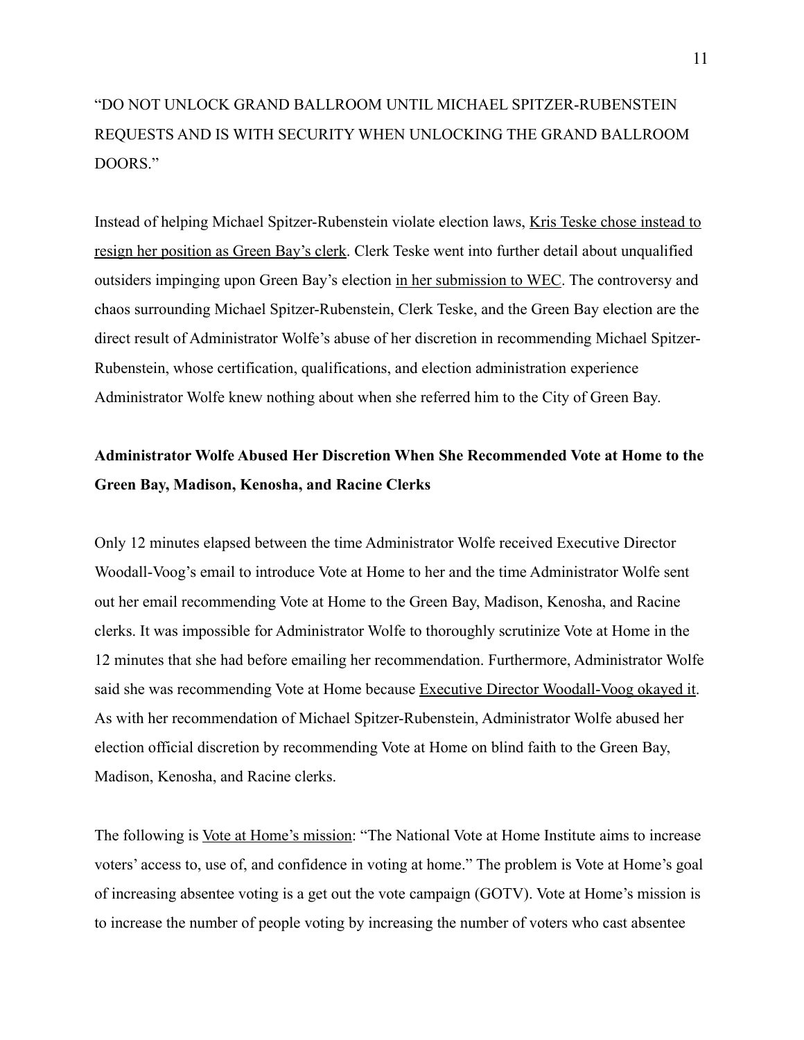"DO NOT UNLOCK GRAND BALLROOM UNTIL MICHAEL SPITZER-RUBENSTEIN REQUESTS AND IS WITH SECURITY WHEN UNLOCKING THE GRAND BALLROOM DOORS."

Instead of helping Michael Spitzer-Rubenstein violate election laws, Kris Teske chose instead to resign her position as Green Bay's clerk. Clerk Teske went into further detail about unqualified outsiders impinging upon Green Bay's election in her submission to WEC. The controversy and chaos surrounding Michael Spitzer-Rubenstein, Clerk Teske, and the Green Bay election are the direct result of Administrator Wolfe's abuse of her discretion in recommending Michael Spitzer-Rubenstein, whose certification, qualifications, and election administration experience Administrator Wolfe knew nothing about when she referred him to the City of Green Bay.

**Administrator Wolfe Abused Her Discretion When She Recommended Vote at Home to the Green Bay, Madison, Kenosha, and Racine Clerks**

Only 12 minutes elapsed between the time Administrator Wolfe received Executive Director Woodall-Voog's email to introduce Vote at Home to her and the time Administrator Wolfe sent out her email recommending Vote at Home to the Green Bay, Madison, Kenosha, and Racine clerks. It was impossible for Administrator Wolfe to thoroughly scrutinize Vote at Home in the 12 minutes that she had before emailing her recommendation. Furthermore, Administrator Wolfe said she was recommending Vote at Home because Executive Director Woodall-Voog okayed it. As with her recommendation of Michael Spitzer-Rubenstein, Administrator Wolfe abused her election official discretion by recommending Vote at Home on blind faith to the Green Bay, Madison, Kenosha, and Racine clerks.

The following is Vote at Home's mission: "The National Vote at Home Institute aims to increase voters' access to, use of, and confidence in voting at home." The problem is Vote at Home's goal of increasing absentee voting is a get out the vote campaign (GOTV). Vote at Home's mission is to increase the number of people voting by increasing the number of voters who cast absentee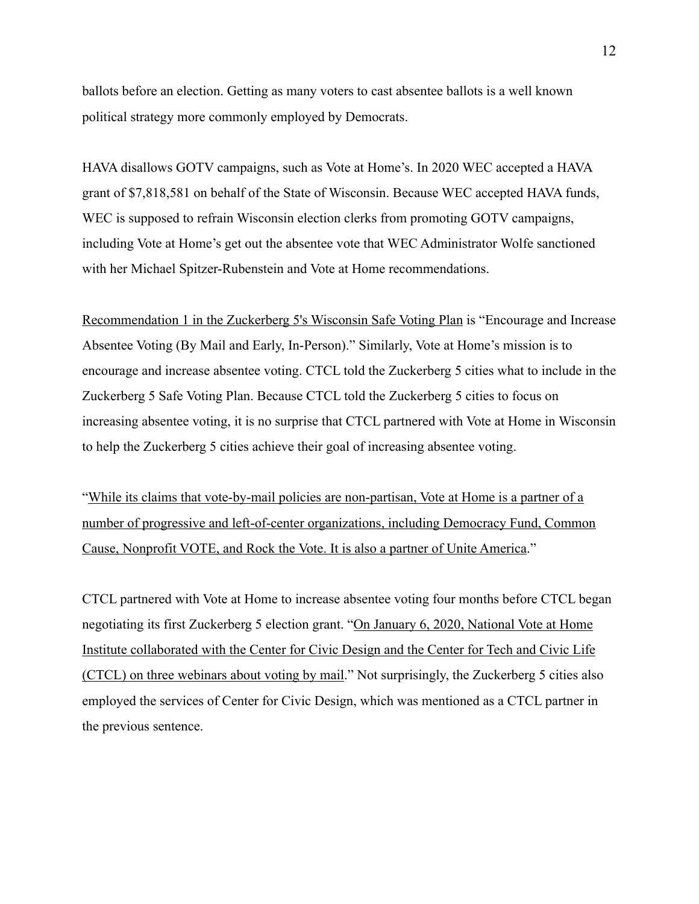ballots before an election. Getting as many voters to cast absentee ballots is a well known political strategy more commonly employed by Democrats.

HAVA disallows GOTV campaigns, such as Vote at Home's. In 2020 WEC accepted a HAVA grant of $7,818,581 on behalf of the State of Wisconsin. Because WEC accepted HAVA funds, WEC is supposed to refrain Wisconsin election clerks from promoting GOTV campaigns, including Vote at Home's get out the absentee vote that WEC Administrator Wolfe sanctioned with her Michael Spitzer-Rubenstein and Vote at Home recommendations.

Recommendation 1 in the Zuckerberg 5's Wisconsin Safe Voting Plan is "Encourage and Increase Absentee Voting (By Mail and Early, In-Person)." Similarly, Vote at Home's mission is to encourage and increase absentee voting. CTCL told the Zuckerberg 5 cities what to include in the Zuckerberg 5 Safe Voting Plan. Because CTCL told the Zuckerberg 5 cities to focus on increasing absentee voting, it is no surprise that CTCL partnered with Vote at Home in Wisconsin to help the Zuckerberg 5 cities achieve their goal of increasing absentee voting.

"While its claims that vote-by-mail policies are non-partisan, Vote at Home is a partner of a number of progressive and left-of-center organizations, including Democracy Fund, Common Cause, Nonprofit VOTE, and Rock the Vote. It is also a partner of Unite America."

CTCL partnered with Vote at Home to increase absentee voting four months before CTCL began negotiating its first Zuckerberg 5 election grant. "On January 6, 2020, National Vote at Home Institute collaborated with the Center for Civic Design and the Center for Tech and Civic Life (CTCL) on three webinars about voting by mail." Not surprisingly, the Zuckerberg 5 cities also employed the services of Center for Civic Design, which was mentioned as a CTCL partner in the previous sentence.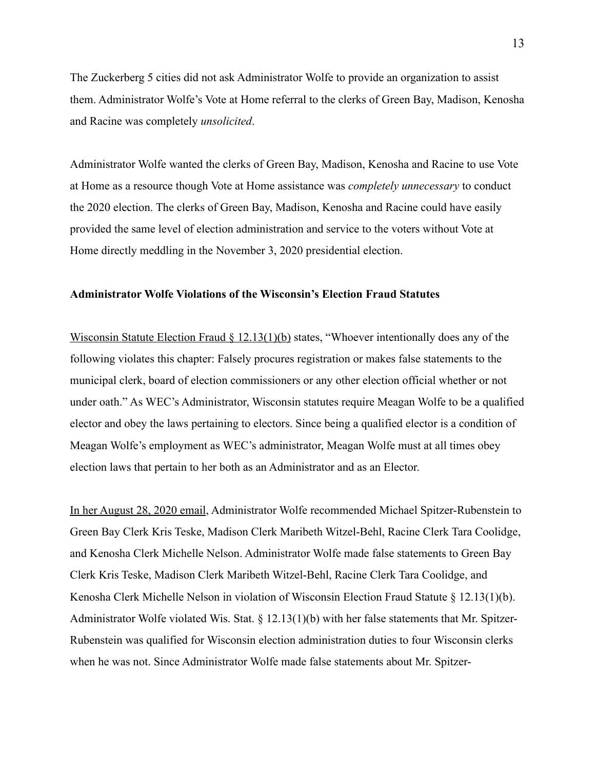The Zuckerberg 5 cities did not ask Administrator Wolfe to provide an organization to assist them. Administrator Wolfe's Vote at Home referral to the clerks of Green Bay, Madison, Kenosha and Racine was completely *unsolicited*.

Administrator Wolfe wanted the clerks of Green Bay, Madison, Kenosha and Racine to use Vote at Home as a resource though Vote at Home assistance was *completely unnecessary* to conduct the 2020 election. The clerks of Green Bay, Madison, Kenosha and Racine could have easily provided the same level of election administration and service to the voters without Vote at Home directly meddling in the November 3, 2020 presidential election.

**Administrator Wolfe Violations of the Wisconsin's Election Fraud Statutes**

Wisconsin Statute Election Fraud § 12.13(1)(b) states, "Whoever intentionally does any of the following violates this chapter: Falsely procures registration or makes false statements to the municipal clerk, board of election commissioners or any other election official whether or not under oath." As WEC's Administrator, Wisconsin statutes require Meagan Wolfe to be a qualified elector and obey the laws pertaining to electors. Since being a qualified elector is a condition of Meagan Wolfe's employment as WEC's administrator, Meagan Wolfe must at all times obey election laws that pertain to her both as an Administrator and as an Elector.

In her August 28, 2020 email, Administrator Wolfe recommended Michael Spitzer-Rubenstein to Green Bay Clerk Kris Teske, Madison Clerk Maribeth Witzel-Behl, Racine Clerk Tara Coolidge, and Kenosha Clerk Michelle Nelson. Administrator Wolfe made false statements to Green Bay Clerk Kris Teske, Madison Clerk Maribeth Witzel-Behl, Racine Clerk Tara Coolidge, and Kenosha Clerk Michelle Nelson in violation of Wisconsin Election Fraud Statute § 12.13(1)(b). Administrator Wolfe violated Wis. Stat. § 12.13(1)(b) with her false statements that Mr. Spitzer-Rubenstein was qualified for Wisconsin election administration duties to four Wisconsin clerks when he was not. Since Administrator Wolfe made false statements about Mr. Spitzer-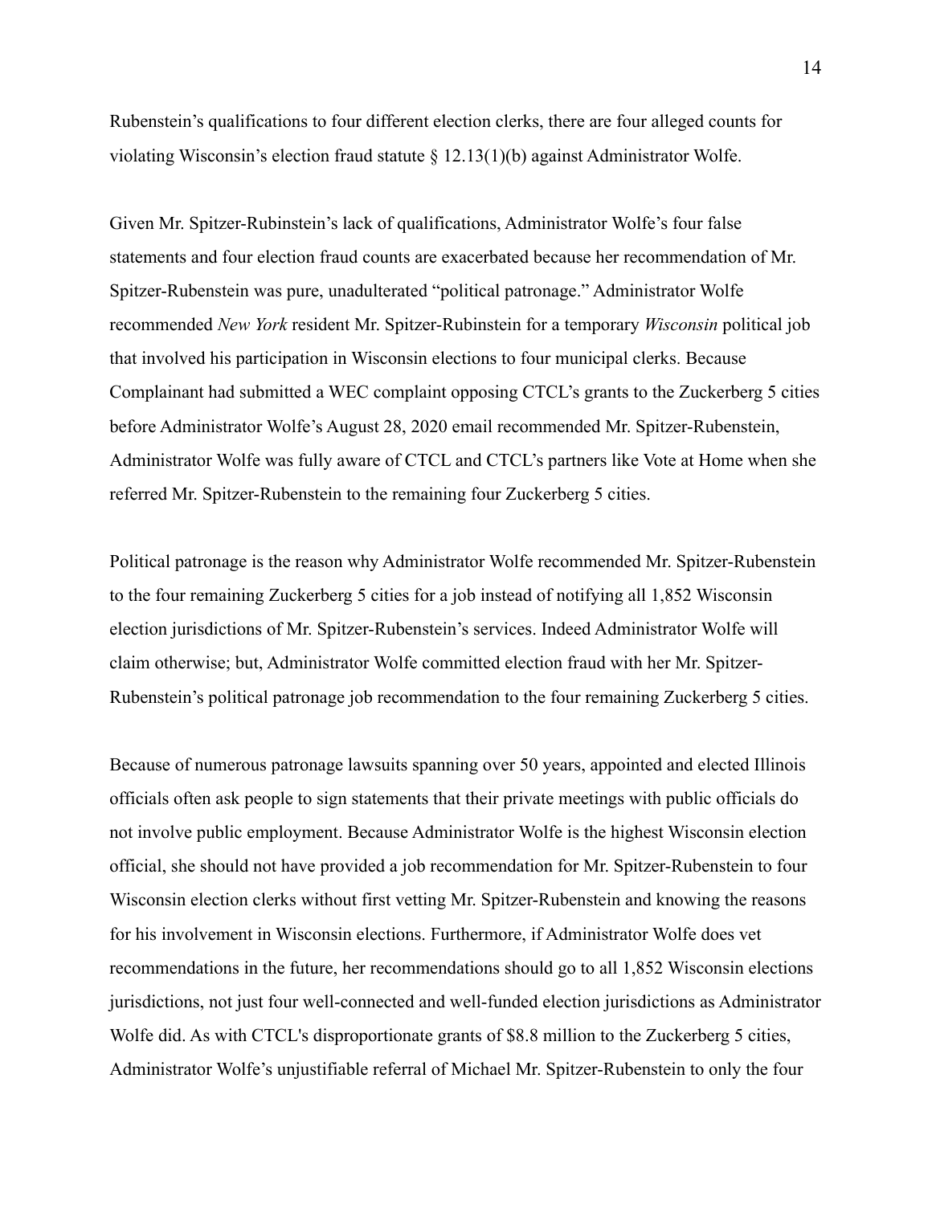Rubenstein's qualifications to four different election clerks, there are four alleged counts for violating Wisconsin's election fraud statute § 12.13(1)(b) against Administrator Wolfe.

Given Mr. Spitzer-Rubinstein's lack of qualifications, Administrator Wolfe's four false statements and four election fraud counts are exacerbated because her recommendation of Mr. Spitzer-Rubenstein was pure, unadulterated "political patronage." Administrator Wolfe recommended *New York* resident Mr. Spitzer-Rubinstein for a temporary *Wisconsin* political job that involved his participation in Wisconsin elections to four municipal clerks. Because Complainant had submitted a WEC complaint opposing CTCL's grants to the Zuckerberg 5 cities before Administrator Wolfe's August 28, 2020 email recommended Mr. Spitzer-Rubenstein, Administrator Wolfe was fully aware of CTCL and CTCL's partners like Vote at Home when she referred Mr. Spitzer-Rubenstein to the remaining four Zuckerberg 5 cities.

Political patronage is the reason why Administrator Wolfe recommended Mr. Spitzer-Rubenstein to the four remaining Zuckerberg 5 cities for a job instead of notifying all 1,852 Wisconsin election jurisdictions of Mr. Spitzer-Rubenstein's services. Indeed Administrator Wolfe will claim otherwise; but, Administrator Wolfe committed election fraud with her Mr. Spitzer-Rubenstein's political patronage job recommendation to the four remaining Zuckerberg 5 cities.

Because of numerous patronage lawsuits spanning over 50 years, appointed and elected Illinois officials often ask people to sign statements that their private meetings with public officials do not involve public employment. Because Administrator Wolfe is the highest Wisconsin election official, she should not have provided a job recommendation for Mr. Spitzer-Rubenstein to four Wisconsin election clerks without first vetting Mr. Spitzer-Rubenstein and knowing the reasons for his involvement in Wisconsin elections. Furthermore, if Administrator Wolfe does vet recommendations in the future, her recommendations should go to all 1,852 Wisconsin elections jurisdictions, not just four well-connected and well-funded election jurisdictions as Administrator Wolfe did. As with CTCL's disproportionate grants of $8.8 million to the Zuckerberg 5 cities, Administrator Wolfe's unjustifiable referral of Michael Mr. Spitzer-Rubenstein to only the four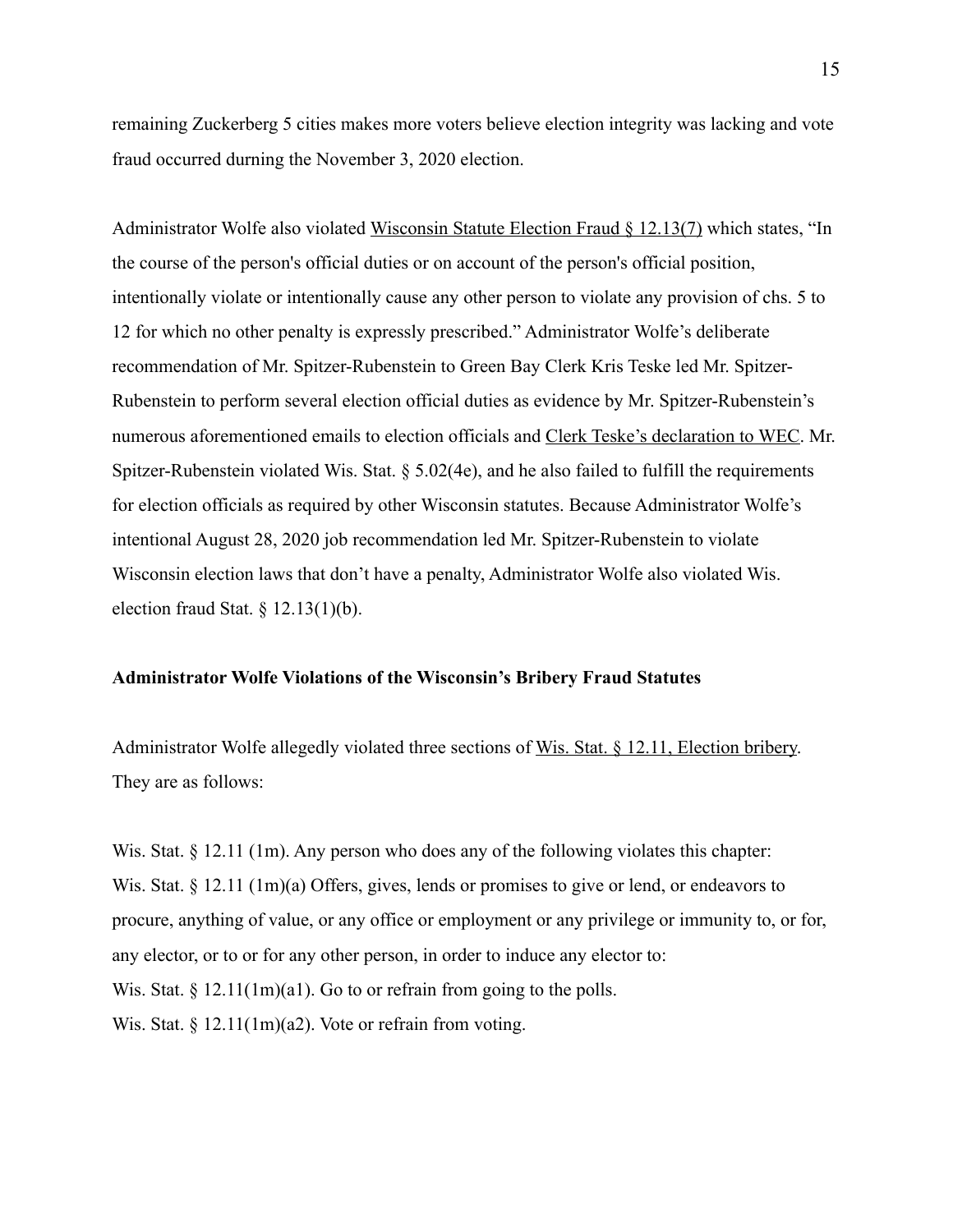remaining Zuckerberg 5 cities makes more voters believe election integrity was lacking and vote fraud occurred durning the November 3, 2020 election.

Administrator Wolfe also violated Wisconsin Statute Election Fraud § 12.13(7) which states, "In the course of the person's official duties or on account of the person's official position, intentionally violate or intentionally cause any other person to violate any provision of chs. 5 to 12 for which no other penalty is expressly prescribed." Administrator Wolfe's deliberate recommendation of Mr. Spitzer-Rubenstein to Green Bay Clerk Kris Teske led Mr. Spitzer-Rubenstein to perform several election official duties as evidence by Mr. Spitzer-Rubenstein's numerous aforementioned emails to election officials and Clerk Teske's declaration to WEC. Mr. Spitzer-Rubenstein violated Wis. Stat. § 5.02(4e), and he also failed to fulfill the requirements for election officials as required by other Wisconsin statutes. Because Administrator Wolfe's intentional August 28, 2020 job recommendation led Mr. Spitzer-Rubenstein to violate Wisconsin election laws that don't have a penalty, Administrator Wolfe also violated Wis. election fraud Stat. § 12.13(1)(b).

**Administrator Wolfe Violations of the Wisconsin's Bribery Fraud Statutes**

Administrator Wolfe allegedly violated three sections of Wis. Stat. § 12.11, Election bribery. They are as follows:

Wis. Stat. § 12.11 (1m). Any person who does any of the following violates this chapter:
Wis. Stat. § 12.11 (1m)(a) Offers, gives, lends or promises to give or lend, or endeavors to procure, anything of value, or any office or employment or any privilege or immunity to, or for, any elector, or to or for any other person, in order to induce any elector to:
Wis. Stat. § 12.11(1m)(a1). Go to or refrain from going to the polls.
Wis. Stat. § 12.11(1m)(a2). Vote or refrain from voting.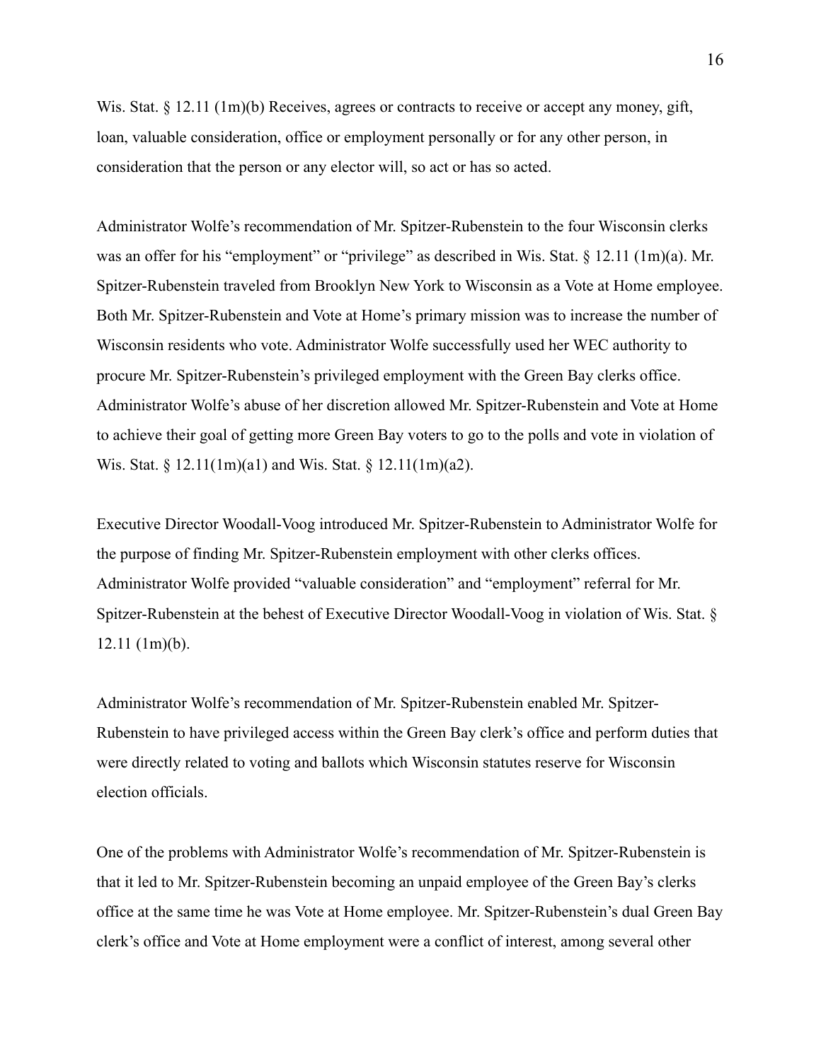Wis. Stat. § 12.11 (1m)(b) Receives, agrees or contracts to receive or accept any money, gift, loan, valuable consideration, office or employment personally or for any other person, in consideration that the person or any elector will, so act or has so acted.

Administrator Wolfe's recommendation of Mr. Spitzer-Rubenstein to the four Wisconsin clerks was an offer for his "employment" or "privilege" as described in Wis. Stat. § 12.11 (1m)(a). Mr. Spitzer-Rubenstein traveled from Brooklyn New York to Wisconsin as a Vote at Home employee. Both Mr. Spitzer-Rubenstein and Vote at Home's primary mission was to increase the number of Wisconsin residents who vote. Administrator Wolfe successfully used her WEC authority to procure Mr. Spitzer-Rubenstein's privileged employment with the Green Bay clerks office. Administrator Wolfe's abuse of her discretion allowed Mr. Spitzer-Rubenstein and Vote at Home to achieve their goal of getting more Green Bay voters to go to the polls and vote in violation of Wis. Stat. § 12.11(1m)(a1) and Wis. Stat. § 12.11(1m)(a2).

Executive Director Woodall-Voog introduced Mr. Spitzer-Rubenstein to Administrator Wolfe for the purpose of finding Mr. Spitzer-Rubenstein employment with other clerks offices. Administrator Wolfe provided "valuable consideration" and "employment" referral for Mr. Spitzer-Rubenstein at the behest of Executive Director Woodall-Voog in violation of Wis. Stat. § 12.11 (1m)(b).

Administrator Wolfe's recommendation of Mr. Spitzer-Rubenstein enabled Mr. Spitzer-Rubenstein to have privileged access within the Green Bay clerk's office and perform duties that were directly related to voting and ballots which Wisconsin statutes reserve for Wisconsin election officials.

One of the problems with Administrator Wolfe's recommendation of Mr. Spitzer-Rubenstein is that it led to Mr. Spitzer-Rubenstein becoming an unpaid employee of the Green Bay's clerks office at the same time he was Vote at Home employee. Mr. Spitzer-Rubenstein's dual Green Bay clerk's office and Vote at Home employment were a conflict of interest, among several other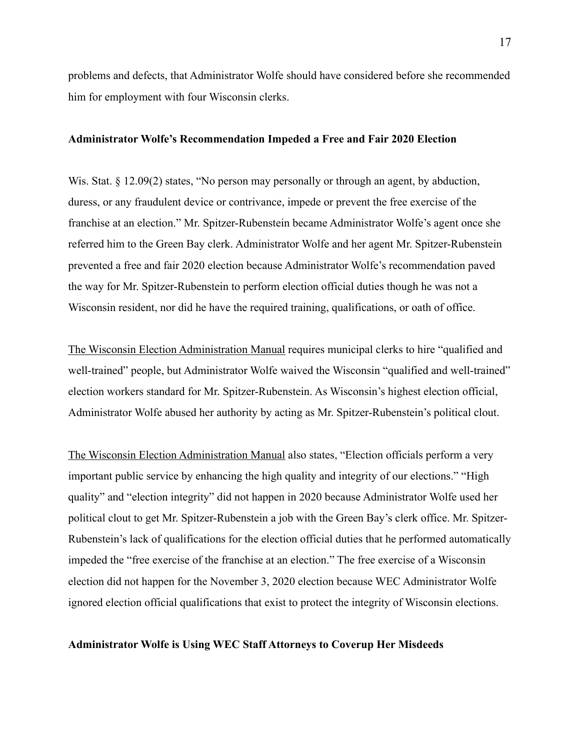problems and defects, that Administrator Wolfe should have considered before she recommended him for employment with four Wisconsin clerks.

**Administrator Wolfe's Recommendation Impeded a Free and Fair 2020 Election**

Wis. Stat. § 12.09(2) states, "No person may personally or through an agent, by abduction, duress, or any fraudulent device or contrivance, impede or prevent the free exercise of the franchise at an election." Mr. Spitzer-Rubenstein became Administrator Wolfe's agent once she referred him to the Green Bay clerk. Administrator Wolfe and her agent Mr. Spitzer-Rubenstein prevented a free and fair 2020 election because Administrator Wolfe's recommendation paved the way for Mr. Spitzer-Rubenstein to perform election official duties though he was not a Wisconsin resident, nor did he have the required training, qualifications, or oath of office.

<u>The Wisconsin Election Administration Manual</u> requires municipal clerks to hire "qualified and well-trained" people, but Administrator Wolfe waived the Wisconsin "qualified and well-trained" election workers standard for Mr. Spitzer-Rubenstein. As Wisconsin's highest election official, Administrator Wolfe abused her authority by acting as Mr. Spitzer-Rubenstein's political clout.

<u>The Wisconsin Election Administration Manual</u> also states, "Election officials perform a very important public service by enhancing the high quality and integrity of our elections." "High quality" and "election integrity" did not happen in 2020 because Administrator Wolfe used her political clout to get Mr. Spitzer-Rubenstein a job with the Green Bay's clerk office. Mr. Spitzer-Rubenstein's lack of qualifications for the election official duties that he performed automatically impeded the "free exercise of the franchise at an election." The free exercise of a Wisconsin election did not happen for the November 3, 2020 election because WEC Administrator Wolfe ignored election official qualifications that exist to protect the integrity of Wisconsin elections.

**Administrator Wolfe is Using WEC Staff Attorneys to Coverup Her Misdeeds**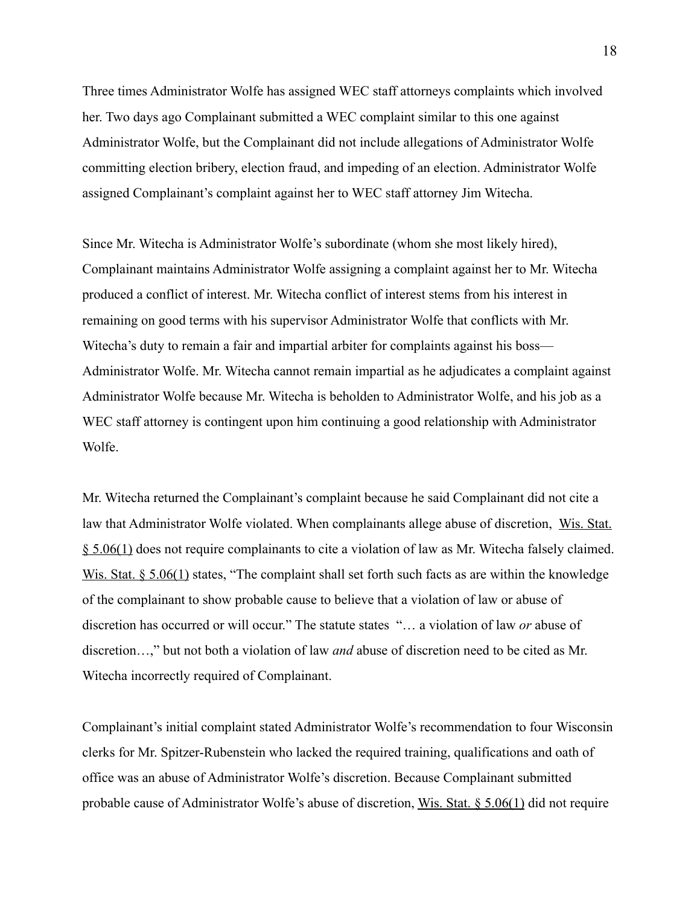Three times Administrator Wolfe has assigned WEC staff attorneys complaints which involved her. Two days ago Complainant submitted a WEC complaint similar to this one against Administrator Wolfe, but the Complainant did not include allegations of Administrator Wolfe committing election bribery, election fraud, and impeding of an election. Administrator Wolfe assigned Complainant's complaint against her to WEC staff attorney Jim Witecha.

Since Mr. Witecha is Administrator Wolfe's subordinate (whom she most likely hired), Complainant maintains Administrator Wolfe assigning a complaint against her to Mr. Witecha produced a conflict of interest. Mr. Witecha conflict of interest stems from his interest in remaining on good terms with his supervisor Administrator Wolfe that conflicts with Mr. Witecha's duty to remain a fair and impartial arbiter for complaints against his boss— Administrator Wolfe. Mr. Witecha cannot remain impartial as he adjudicates a complaint against Administrator Wolfe because Mr. Witecha is beholden to Administrator Wolfe, and his job as a WEC staff attorney is contingent upon him continuing a good relationship with Administrator Wolfe.

Mr. Witecha returned the Complainant's complaint because he said Complainant did not cite a law that Administrator Wolfe violated. When complainants allege abuse of discretion, Wis. Stat. § 5.06(1) does not require complainants to cite a violation of law as Mr. Witecha falsely claimed. Wis. Stat. § 5.06(1) states, "The complaint shall set forth such facts as are within the knowledge of the complainant to show probable cause to believe that a violation of law or abuse of discretion has occurred or will occur." The statute states "… a violation of law *or* abuse of discretion…," but not both a violation of law *and* abuse of discretion need to be cited as Mr. Witecha incorrectly required of Complainant.

Complainant's initial complaint stated Administrator Wolfe's recommendation to four Wisconsin clerks for Mr. Spitzer-Rubenstein who lacked the required training, qualifications and oath of office was an abuse of Administrator Wolfe's discretion. Because Complainant submitted probable cause of Administrator Wolfe's abuse of discretion, Wis. Stat. § 5.06(1) did not require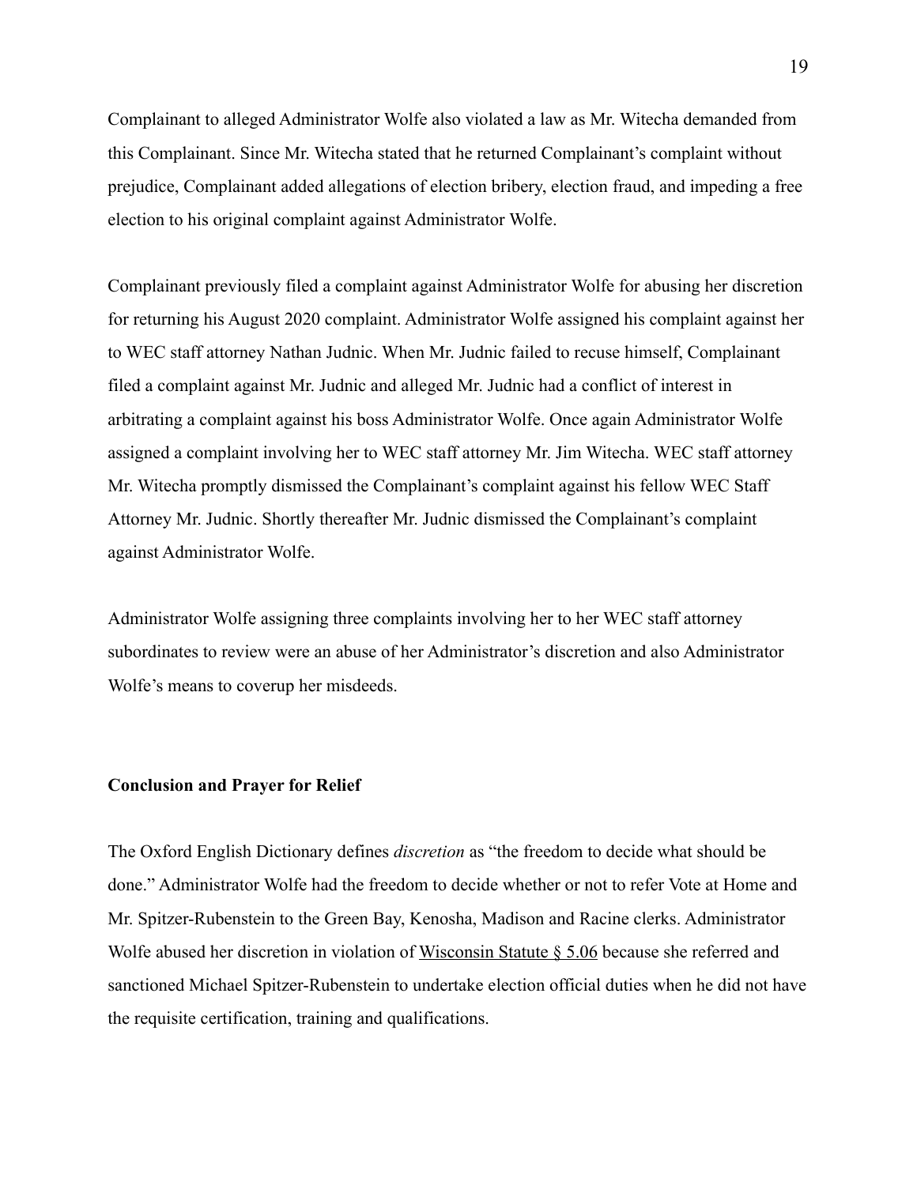Complainant to alleged Administrator Wolfe also violated a law as Mr. Witecha demanded from this Complainant. Since Mr. Witecha stated that he returned Complainant's complaint without prejudice, Complainant added allegations of election bribery, election fraud, and impeding a free election to his original complaint against Administrator Wolfe.

Complainant previously filed a complaint against Administrator Wolfe for abusing her discretion for returning his August 2020 complaint. Administrator Wolfe assigned his complaint against her to WEC staff attorney Nathan Judnic. When Mr. Judnic failed to recuse himself, Complainant filed a complaint against Mr. Judnic and alleged Mr. Judnic had a conflict of interest in arbitrating a complaint against his boss Administrator Wolfe. Once again Administrator Wolfe assigned a complaint involving her to WEC staff attorney Mr. Jim Witecha. WEC staff attorney Mr. Witecha promptly dismissed the Complainant's complaint against his fellow WEC Staff Attorney Mr. Judnic. Shortly thereafter Mr. Judnic dismissed the Complainant's complaint against Administrator Wolfe.

Administrator Wolfe assigning three complaints involving her to her WEC staff attorney subordinates to review were an abuse of her Administrator's discretion and also Administrator Wolfe's means to coverup her misdeeds.

**Conclusion and Prayer for Relief**

The Oxford English Dictionary defines *discretion* as "the freedom to decide what should be done." Administrator Wolfe had the freedom to decide whether or not to refer Vote at Home and Mr. Spitzer-Rubenstein to the Green Bay, Kenosha, Madison and Racine clerks. Administrator Wolfe abused her discretion in violation of Wisconsin Statute § 5.06 because she referred and sanctioned Michael Spitzer-Rubenstein to undertake election official duties when he did not have the requisite certification, training and qualifications.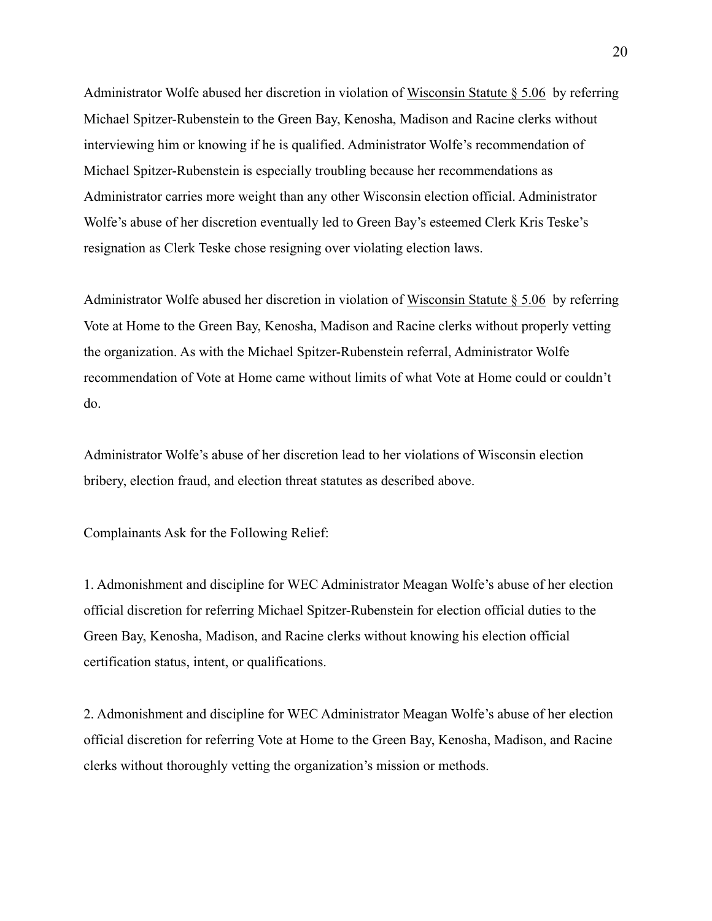Administrator Wolfe abused her discretion in violation of Wisconsin Statute § 5.06 by referring Michael Spitzer-Rubenstein to the Green Bay, Kenosha, Madison and Racine clerks without interviewing him or knowing if he is qualified. Administrator Wolfe's recommendation of Michael Spitzer-Rubenstein is especially troubling because her recommendations as Administrator carries more weight than any other Wisconsin election official. Administrator Wolfe's abuse of her discretion eventually led to Green Bay's esteemed Clerk Kris Teske's resignation as Clerk Teske chose resigning over violating election laws.

Administrator Wolfe abused her discretion in violation of Wisconsin Statute § 5.06 by referring Vote at Home to the Green Bay, Kenosha, Madison and Racine clerks without properly vetting the organization. As with the Michael Spitzer-Rubenstein referral, Administrator Wolfe recommendation of Vote at Home came without limits of what Vote at Home could or couldn't do.

Administrator Wolfe's abuse of her discretion lead to her violations of Wisconsin election bribery, election fraud, and election threat statutes as described above.

Complainants Ask for the Following Relief:

1. Admonishment and discipline for WEC Administrator Meagan Wolfe's abuse of her election official discretion for referring Michael Spitzer-Rubenstein for election official duties to the Green Bay, Kenosha, Madison, and Racine clerks without knowing his election official certification status, intent, or qualifications.

2. Admonishment and discipline for WEC Administrator Meagan Wolfe's abuse of her election official discretion for referring Vote at Home to the Green Bay, Kenosha, Madison, and Racine clerks without thoroughly vetting the organization's mission or methods.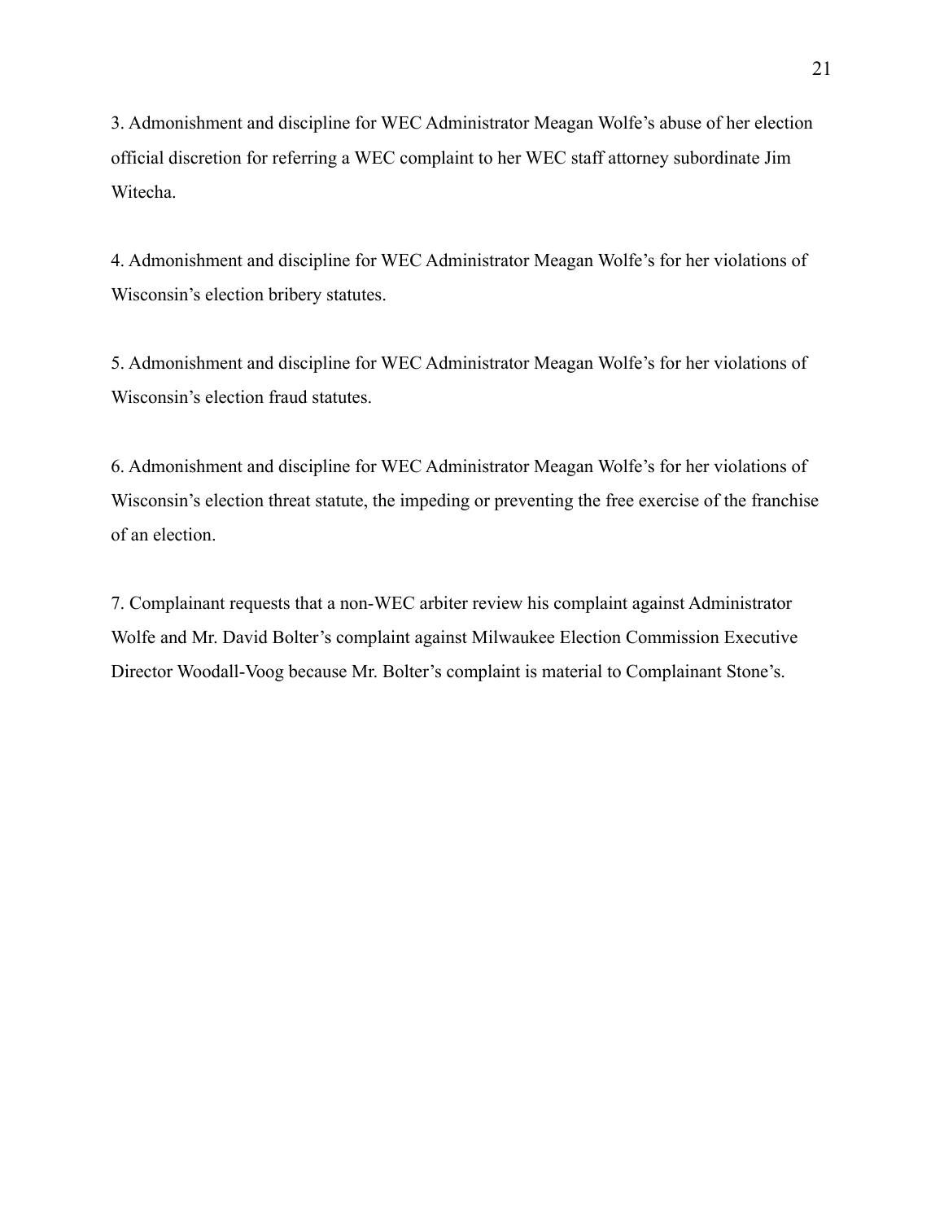3. Admonishment and discipline for WEC Administrator Meagan Wolfe's abuse of her election official discretion for referring a WEC complaint to her WEC staff attorney subordinate Jim Witecha.

4. Admonishment and discipline for WEC Administrator Meagan Wolfe's for her violations of Wisconsin's election bribery statutes.

5. Admonishment and discipline for WEC Administrator Meagan Wolfe's for her violations of Wisconsin's election fraud statutes.

6. Admonishment and discipline for WEC Administrator Meagan Wolfe's for her violations of Wisconsin's election threat statute, the impeding or preventing the free exercise of the franchise of an election.

7. Complainant requests that a non-WEC arbiter review his complaint against Administrator Wolfe and Mr. David Bolter's complaint against Milwaukee Election Commission Executive Director Woodall-Voog because Mr. Bolter's complaint is material to Complainant Stone's.